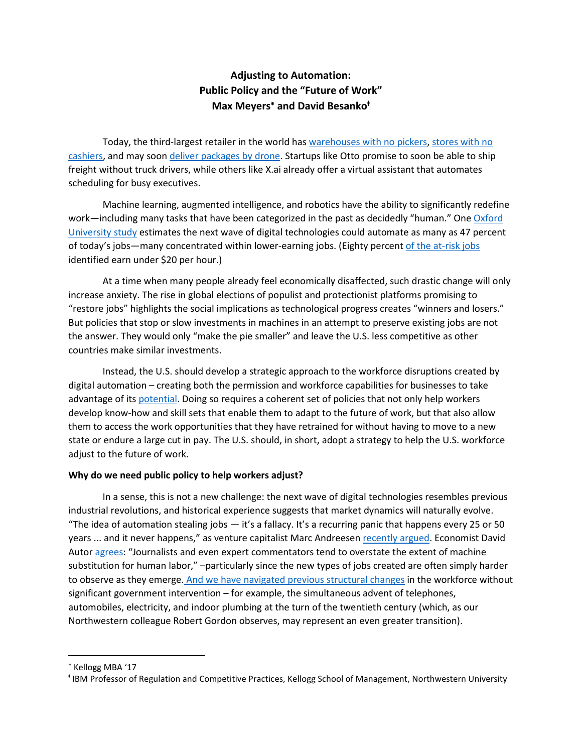# Adjusting to Automation: Public Policy and the "Future of Work"

**Max Meyers*  and David Besanko**ǂ

Today, the third-largest retailer in the world has warehouses with no pickers, stores with no cashiers, and may soon deliver packages by drone. Startups like Otto promise to soon be able to ship freight without truck drivers, while others like X.ai already offer a virtual assistant that automates scheduling for busy executives.

Machine learning, augmented intelligence, and robotics have the ability to significantly redefine work—including many tasks that have been categorized in the past as decidedly "human." One Oxford University study estimates the next wave of digital technologies could automate as many as 47 percent of today's jobs—many concentrated within lower-earning jobs. (Eighty percent of the at-risk jobs identified earn under $20 per hour.)

At a time when many people already feel economically disaffected, such drastic change will only increase anxiety. The rise in global elections of populist and protectionist platforms promising to "restore jobs" highlights the social implications as technological progress creates "winners and losers." But policies that stop or slow investments in machines in an attempt to preserve existing jobs are not the answer. They would only "make the pie smaller" and leave the U.S. less competitive as other countries make similar investments.

Instead, the U.S. should develop a strategic approach to the workforce disruptions created by digital automation – creating both the permission and workforce capabilities for businesses to take advantage of its potential. Doing so requires a coherent set of policies that not only help workers develop know-how and skill sets that enable them to adapt to the future of work, but that also allow them to access the work opportunities that they have retrained for without having to move to a new state or endure a large cut in pay. The U.S. should, in short, adopt a strategy to help the U.S. workforce adjust to the future of work.

## Why do we need public policy to help workers adjust?

In a sense, this is not a new challenge: the next wave of digital technologies resembles previous industrial revolutions, and historical experience suggests that market dynamics will naturally evolve. "The idea of automation stealing jobs — it's a fallacy. It's a recurring panic that happens every 25 or 50 years ... and it never happens," as venture capitalist Marc Andreesen recently argued. Economist David Autor agrees: "Journalists and even expert commentators tend to overstate the extent of machine substitution for human labor," –particularly since the new types of jobs created are often simply harder to observe as they emerge. And we have navigated previous structural changes in the workforce without significant government intervention – for example, the simultaneous advent of telephones, automobiles, electricity, and indoor plumbing at the turn of the twentieth century (which, as our Northwestern colleague Robert Gordon observes, may represent an even greater transition).

---

* Kellogg MBA '17

ǂ IBM Professor of Regulation and Competitive Practices, Kellogg School of Management, Northwestern University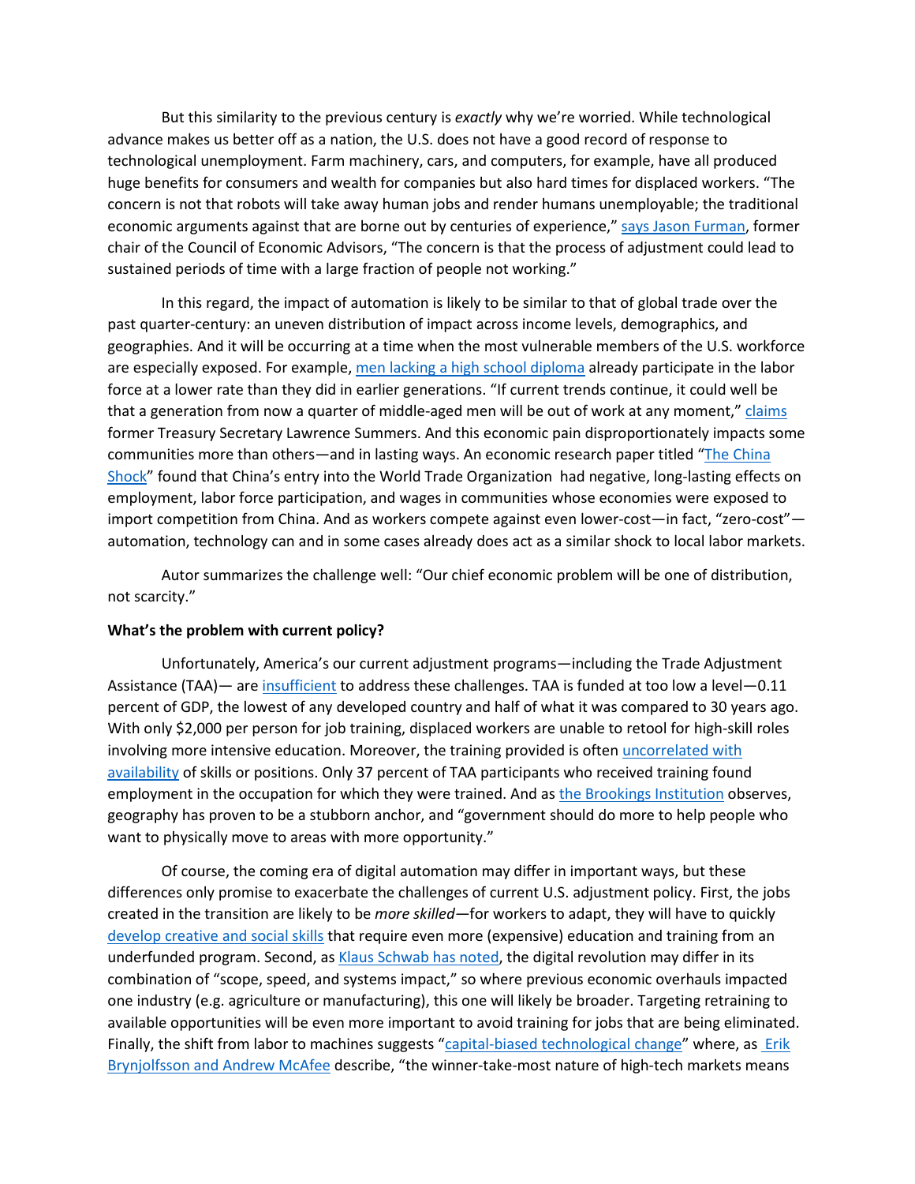But this similarity to the previous century is *exactly* why we're worried. While technological advance makes us better off as a nation, the U.S. does not have a good record of response to technological unemployment. Farm machinery, cars, and computers, for example, have all produced huge benefits for consumers and wealth for companies but also hard times for displaced workers. "The concern is not that robots will take away human jobs and render humans unemployable; the traditional economic arguments against that are borne out by centuries of experience," says Jason Furman, former chair of the Council of Economic Advisors, "The concern is that the process of adjustment could lead to sustained periods of time with a large fraction of people not working."

In this regard, the impact of automation is likely to be similar to that of global trade over the past quarter-century: an uneven distribution of impact across income levels, demographics, and geographies. And it will be occurring at a time when the most vulnerable members of the U.S. workforce are especially exposed. For example, men lacking a high school diploma already participate in the labor force at a lower rate than they did in earlier generations. "If current trends continue, it could well be that a generation from now a quarter of middle-aged men will be out of work at any moment," claims former Treasury Secretary Lawrence Summers. And this economic pain disproportionately impacts some communities more than others—and in lasting ways. An economic research paper titled "The China Shock" found that China's entry into the World Trade Organization had negative, long-lasting effects on employment, labor force participation, and wages in communities whose economies were exposed to import competition from China. And as workers compete against even lower-cost—in fact, "zero-cost"—automation, technology can and in some cases already does act as a similar shock to local labor markets.

Autor summarizes the challenge well: "Our chief economic problem will be one of distribution, not scarcity."

**What's the problem with current policy?**

Unfortunately, America's our current adjustment programs—including the Trade Adjustment Assistance (TAA)— are insufficient to address these challenges. TAA is funded at too low a level—0.11 percent of GDP, the lowest of any developed country and half of what it was compared to 30 years ago. With only $2,000 per person for job training, displaced workers are unable to retool for high-skill roles involving more intensive education. Moreover, the training provided is often uncorrelated with availability of skills or positions. Only 37 percent of TAA participants who received training found employment in the occupation for which they were trained. And as the Brookings Institution observes, geography has proven to be a stubborn anchor, and "government should do more to help people who want to physically move to areas with more opportunity."

Of course, the coming era of digital automation may differ in important ways, but these differences only promise to exacerbate the challenges of current U.S. adjustment policy. First, the jobs created in the transition are likely to be *more skilled*—for workers to adapt, they will have to quickly develop creative and social skills that require even more (expensive) education and training from an underfunded program. Second, as Klaus Schwab has noted, the digital revolution may differ in its combination of "scope, speed, and systems impact," so where previous economic overhauls impacted one industry (e.g. agriculture or manufacturing), this one will likely be broader. Targeting retraining to available opportunities will be even more important to avoid training for jobs that are being eliminated. Finally, the shift from labor to machines suggests "capital-biased technological change" where, as Erik Brynjolfsson and Andrew McAfee describe, "the winner-take-most nature of high-tech markets means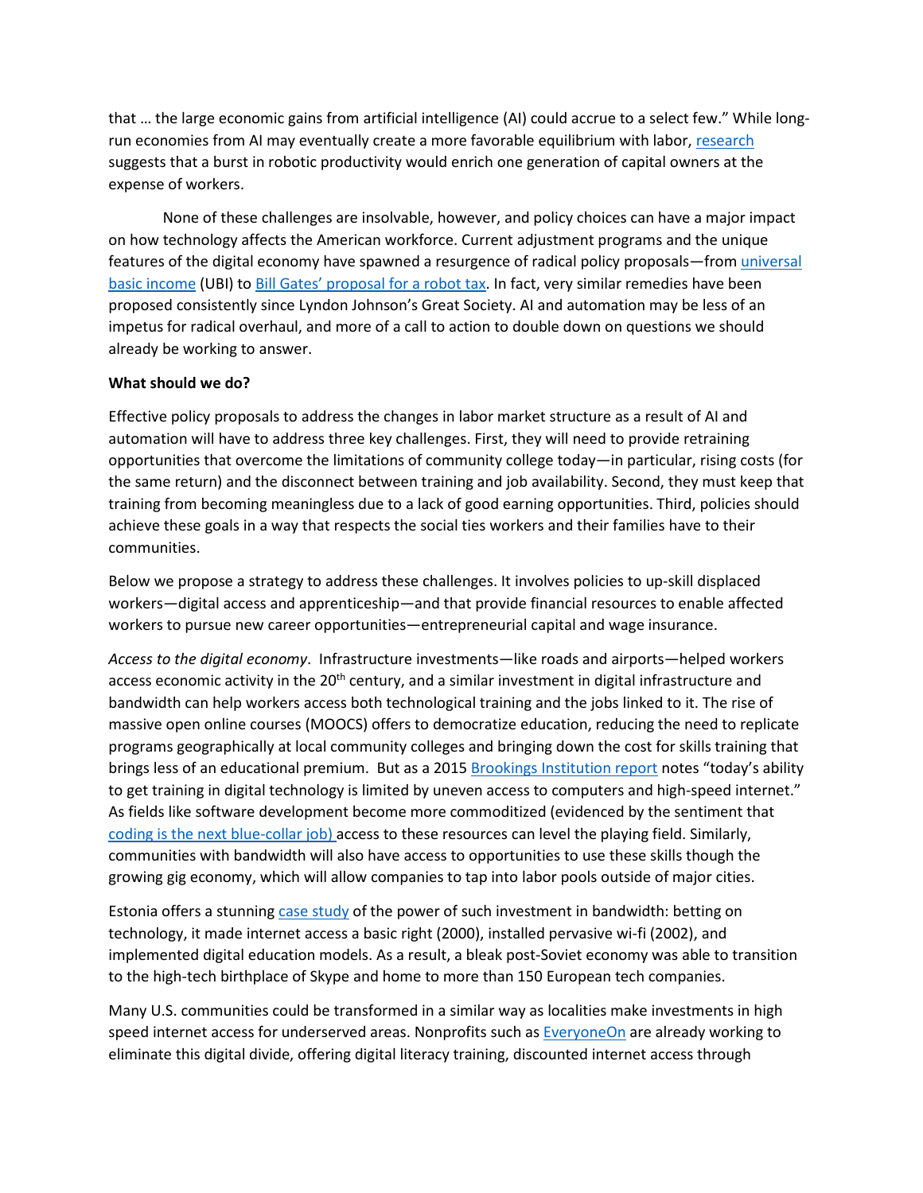that … the large economic gains from artificial intelligence (AI) could accrue to a select few." While long-run economies from AI may eventually create a more favorable equilibrium with labor, research suggests that a burst in robotic productivity would enrich one generation of capital owners at the expense of workers.

None of these challenges are insolvable, however, and policy choices can have a major impact on how technology affects the American workforce. Current adjustment programs and the unique features of the digital economy have spawned a resurgence of radical policy proposals—from universal basic income (UBI) to Bill Gates' proposal for a robot tax. In fact, very similar remedies have been proposed consistently since Lyndon Johnson's Great Society. AI and automation may be less of an impetus for radical overhaul, and more of a call to action to double down on questions we should already be working to answer.

**What should we do?**

Effective policy proposals to address the changes in labor market structure as a result of AI and automation will have to address three key challenges. First, they will need to provide retraining opportunities that overcome the limitations of community college today—in particular, rising costs (for the same return) and the disconnect between training and job availability. Second, they must keep that training from becoming meaningless due to a lack of good earning opportunities. Third, policies should achieve these goals in a way that respects the social ties workers and their families have to their communities.

Below we propose a strategy to address these challenges. It involves policies to up-skill displaced workers—digital access and apprenticeship—and that provide financial resources to enable affected workers to pursue new career opportunities—entrepreneurial capital and wage insurance.

*Access to the digital economy*. Infrastructure investments—like roads and airports—helped workers access economic activity in the 20th century, and a similar investment in digital infrastructure and bandwidth can help workers access both technological training and the jobs linked to it. The rise of massive open online courses (MOOCS) offers to democratize education, reducing the need to replicate programs geographically at local community colleges and bringing down the cost for skills training that brings less of an educational premium. But as a 2015 Brookings Institution report notes "today's ability to get training in digital technology is limited by uneven access to computers and high-speed internet." As fields like software development become more commoditized (evidenced by the sentiment that coding is the next blue-collar job) access to these resources can level the playing field. Similarly, communities with bandwidth will also have access to opportunities to use these skills though the growing gig economy, which will allow companies to tap into labor pools outside of major cities.

Estonia offers a stunning case study of the power of such investment in bandwidth: betting on technology, it made internet access a basic right (2000), installed pervasive wi-fi (2002), and implemented digital education models. As a result, a bleak post-Soviet economy was able to transition to the high-tech birthplace of Skype and home to more than 150 European tech companies.

Many U.S. communities could be transformed in a similar way as localities make investments in high speed internet access for underserved areas. Nonprofits such as EveryoneOn are already working to eliminate this digital divide, offering digital literacy training, discounted internet access through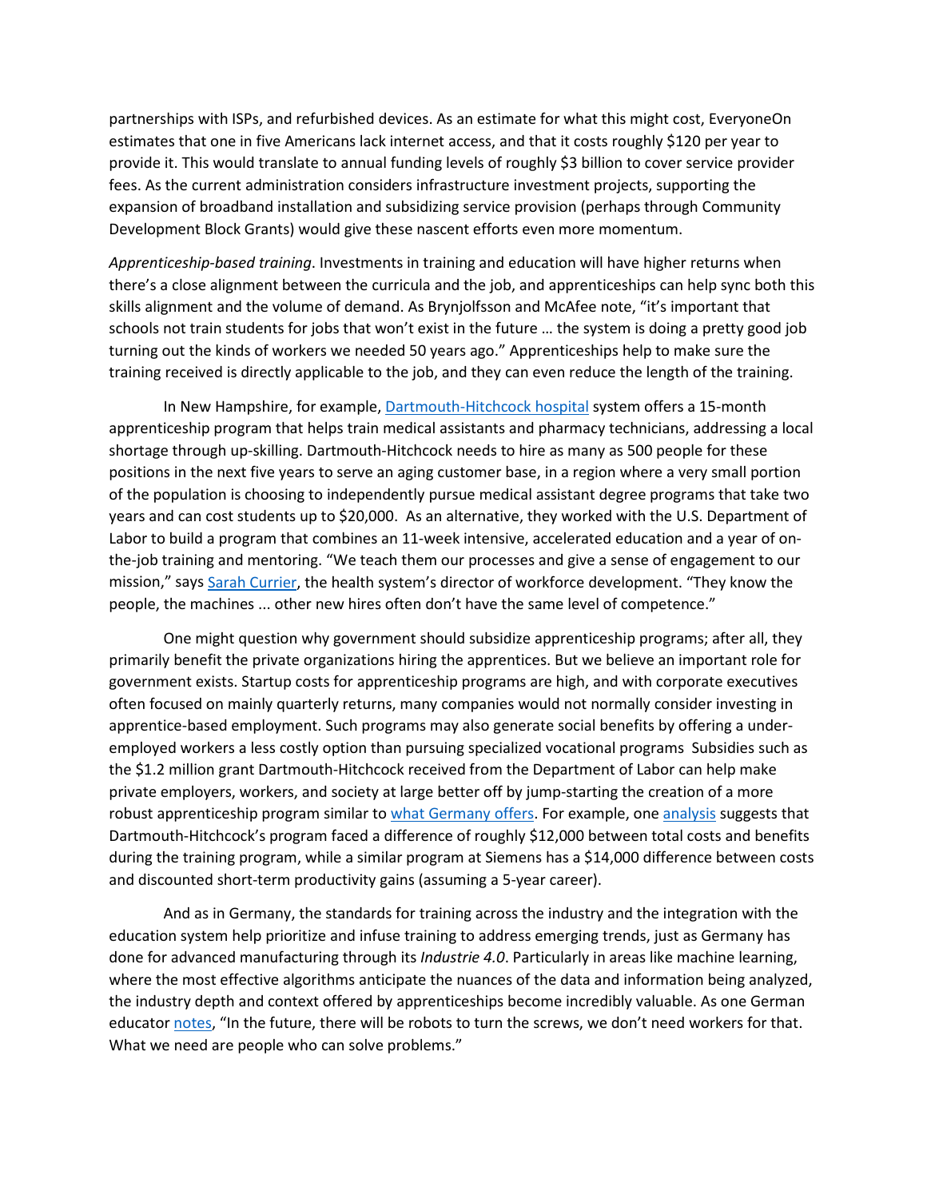partnerships with ISPs, and refurbished devices. As an estimate for what this might cost, EveryoneOn estimates that one in five Americans lack internet access, and that it costs roughly $120 per year to provide it. This would translate to annual funding levels of roughly $3 billion to cover service provider fees. As the current administration considers infrastructure investment projects, supporting the expansion of broadband installation and subsidizing service provision (perhaps through Community Development Block Grants) would give these nascent efforts even more momentum.

*Apprenticeship-based training*. Investments in training and education will have higher returns when there's a close alignment between the curricula and the job, and apprenticeships can help sync both this skills alignment and the volume of demand. As Brynjolfsson and McAfee note, "it's important that schools not train students for jobs that won't exist in the future … the system is doing a pretty good job turning out the kinds of workers we needed 50 years ago." Apprenticeships help to make sure the training received is directly applicable to the job, and they can even reduce the length of the training.

In New Hampshire, for example, Dartmouth-Hitchcock hospital system offers a 15-month apprenticeship program that helps train medical assistants and pharmacy technicians, addressing a local shortage through up-skilling. Dartmouth-Hitchcock needs to hire as many as 500 people for these positions in the next five years to serve an aging customer base, in a region where a very small portion of the population is choosing to independently pursue medical assistant degree programs that take two years and can cost students up to $20,000. As an alternative, they worked with the U.S. Department of Labor to build a program that combines an 11-week intensive, accelerated education and a year of on-the-job training and mentoring. "We teach them our processes and give a sense of engagement to our mission," says Sarah Currier, the health system's director of workforce development. "They know the people, the machines ... other new hires often don't have the same level of competence."

One might question why government should subsidize apprenticeship programs; after all, they primarily benefit the private organizations hiring the apprentices. But we believe an important role for government exists. Startup costs for apprenticeship programs are high, and with corporate executives often focused on mainly quarterly returns, many companies would not normally consider investing in apprentice-based employment. Such programs may also generate social benefits by offering a under-employed workers a less costly option than pursuing specialized vocational programs Subsidies such as the $1.2 million grant Dartmouth-Hitchcock received from the Department of Labor can help make private employers, workers, and society at large better off by jump-starting the creation of a more robust apprenticeship program similar to what Germany offers. For example, one analysis suggests that Dartmouth-Hitchcock's program faced a difference of roughly $12,000 between total costs and benefits during the training program, while a similar program at Siemens has a $14,000 difference between costs and discounted short-term productivity gains (assuming a 5-year career).

And as in Germany, the standards for training across the industry and the integration with the education system help prioritize and infuse training to address emerging trends, just as Germany has done for advanced manufacturing through its *Industrie 4.0*. Particularly in areas like machine learning, where the most effective algorithms anticipate the nuances of the data and information being analyzed, the industry depth and context offered by apprenticeships become incredibly valuable. As one German educator notes, "In the future, there will be robots to turn the screws, we don't need workers for that. What we need are people who can solve problems."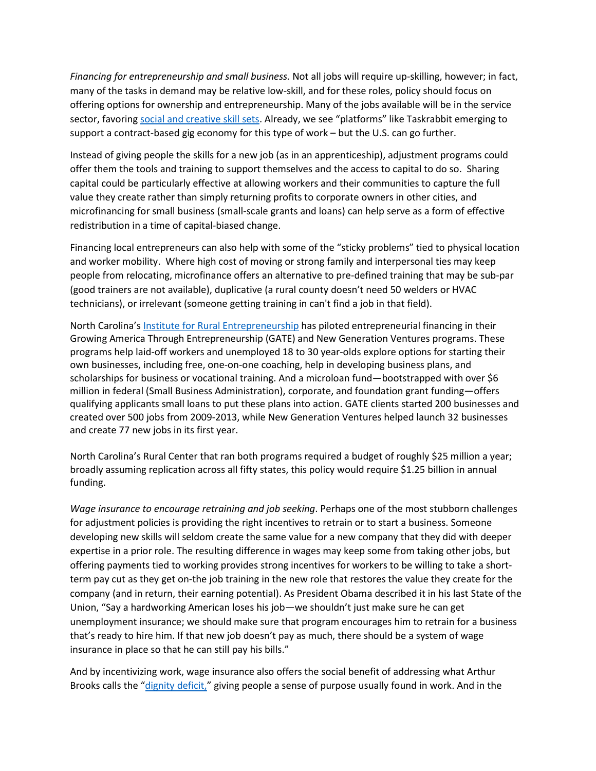*Financing for entrepreneurship and small business.* Not all jobs will require up-skilling, however; in fact, many of the tasks in demand may be relative low-skill, and for these roles, policy should focus on offering options for ownership and entrepreneurship. Many of the jobs available will be in the service sector, favoring [social and creative skill sets](). Already, we see "platforms" like Taskrabbit emerging to support a contract-based gig economy for this type of work – but the U.S. can go further.

Instead of giving people the skills for a new job (as in an apprenticeship), adjustment programs could offer them the tools and training to support themselves and the access to capital to do so. Sharing capital could be particularly effective at allowing workers and their communities to capture the full value they create rather than simply returning profits to corporate owners in other cities, and microfinancing for small business (small-scale grants and loans) can help serve as a form of effective redistribution in a time of capital-biased change.

Financing local entrepreneurs can also help with some of the "sticky problems" tied to physical location and worker mobility. Where high cost of moving or strong family and interpersonal ties may keep people from relocating, microfinance offers an alternative to pre-defined training that may be sub-par (good trainers are not available), duplicative (a rural county doesn't need 50 welders or HVAC technicians), or irrelevant (someone getting training in can't find a job in that field).

North Carolina's [Institute for Rural Entrepreneurship]() has piloted entrepreneurial financing in their Growing America Through Entrepreneurship (GATE) and New Generation Ventures programs. These programs help laid-off workers and unemployed 18 to 30 year-olds explore options for starting their own businesses, including free, one-on-one coaching, help in developing business plans, and scholarships for business or vocational training. And a microloan fund—bootstrapped with over $6 million in federal (Small Business Administration), corporate, and foundation grant funding—offers qualifying applicants small loans to put these plans into action. GATE clients started 200 businesses and created over 500 jobs from 2009-2013, while New Generation Ventures helped launch 32 businesses and create 77 new jobs in its first year.

North Carolina's Rural Center that ran both programs required a budget of roughly $25 million a year; broadly assuming replication across all fifty states, this policy would require $1.25 billion in annual funding.

*Wage insurance to encourage retraining and job seeking*. Perhaps one of the most stubborn challenges for adjustment policies is providing the right incentives to retrain or to start a business. Someone developing new skills will seldom create the same value for a new company that they did with deeper expertise in a prior role. The resulting difference in wages may keep some from taking other jobs, but offering payments tied to working provides strong incentives for workers to be willing to take a short-term pay cut as they get on-the job training in the new role that restores the value they create for the company (and in return, their earning potential). As President Obama described it in his last State of the Union, "Say a hardworking American loses his job—we shouldn't just make sure he can get unemployment insurance; we should make sure that program encourages him to retrain for a business that's ready to hire him. If that new job doesn't pay as much, there should be a system of wage insurance in place so that he can still pay his bills."

And by incentivizing work, wage insurance also offers the social benefit of addressing what Arthur Brooks calls the "[dignity deficit,]()" giving people a sense of purpose usually found in work. And in the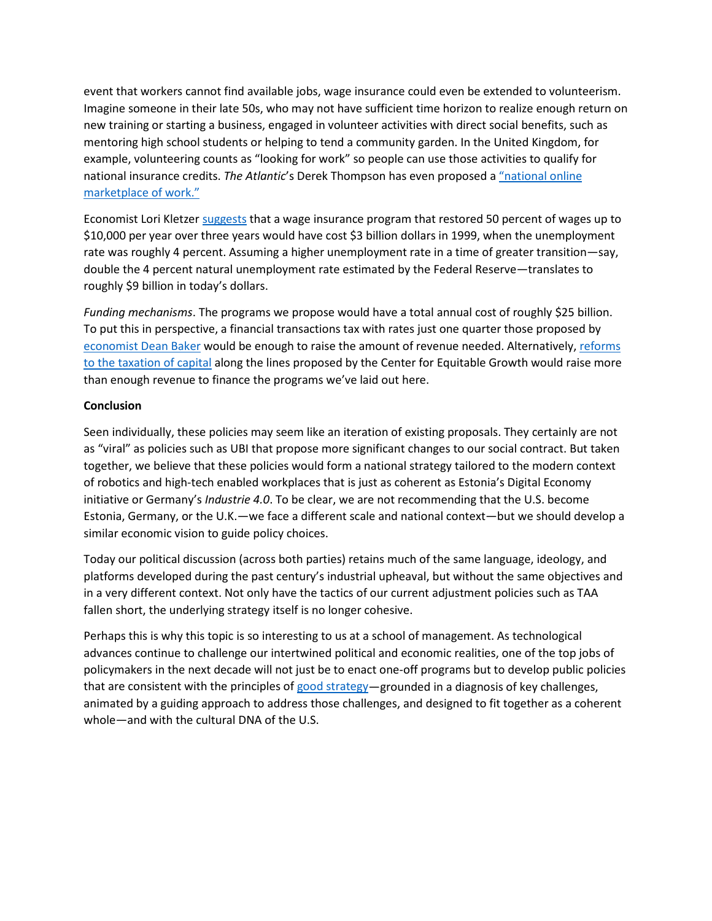event that workers cannot find available jobs, wage insurance could even be extended to volunteerism. Imagine someone in their late 50s, who may not have sufficient time horizon to realize enough return on new training or starting a business, engaged in volunteer activities with direct social benefits, such as mentoring high school students or helping to tend a community garden. In the United Kingdom, for example, volunteering counts as "looking for work" so people can use those activities to qualify for national insurance credits. *The Atlantic*'s Derek Thompson has even proposed a "national online marketplace of work."

Economist Lori Kletzer suggests that a wage insurance program that restored 50 percent of wages up to $10,000 per year over three years would have cost $3 billion dollars in 1999, when the unemployment rate was roughly 4 percent. Assuming a higher unemployment rate in a time of greater transition—say, double the 4 percent natural unemployment rate estimated by the Federal Reserve—translates to roughly $9 billion in today's dollars.

*Funding mechanisms*. The programs we propose would have a total annual cost of roughly $25 billion. To put this in perspective, a financial transactions tax with rates just one quarter those proposed by economist Dean Baker would be enough to raise the amount of revenue needed. Alternatively, reforms to the taxation of capital along the lines proposed by the Center for Equitable Growth would raise more than enough revenue to finance the programs we've laid out here.

**Conclusion**

Seen individually, these policies may seem like an iteration of existing proposals. They certainly are not as "viral" as policies such as UBI that propose more significant changes to our social contract. But taken together, we believe that these policies would form a national strategy tailored to the modern context of robotics and high-tech enabled workplaces that is just as coherent as Estonia's Digital Economy initiative or Germany's *Industrie 4.0*. To be clear, we are not recommending that the U.S. become Estonia, Germany, or the U.K.—we face a different scale and national context—but we should develop a similar economic vision to guide policy choices.

Today our political discussion (across both parties) retains much of the same language, ideology, and platforms developed during the past century's industrial upheaval, but without the same objectives and in a very different context. Not only have the tactics of our current adjustment policies such as TAA fallen short, the underlying strategy itself is no longer cohesive.

Perhaps this is why this topic is so interesting to us at a school of management. As technological advances continue to challenge our intertwined political and economic realities, one of the top jobs of policymakers in the next decade will not just be to enact one-off programs but to develop public policies that are consistent with the principles of good strategy—grounded in a diagnosis of key challenges, animated by a guiding approach to address those challenges, and designed to fit together as a coherent whole—and with the cultural DNA of the U.S.